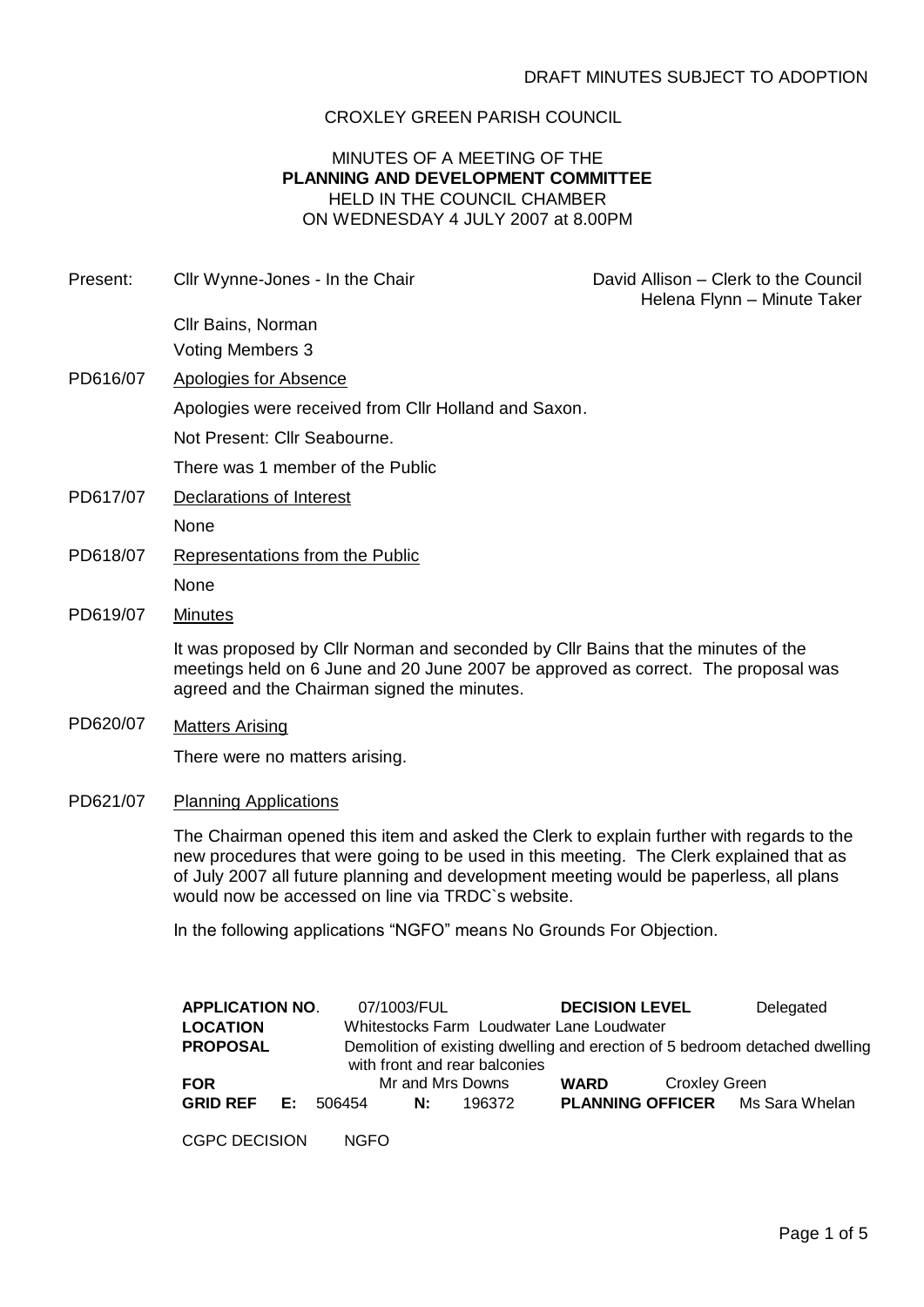DRAFT MINUTES SUBJECT TO ADOPTION

CROXLEY GREEN PARISH COUNCIL

MINUTES OF A MEETING OF THE
**PLANNING AND DEVELOPMENT COMMITTEE**
HELD IN THE COUNCIL CHAMBER
ON WEDNESDAY 4 JULY 2007 at 8.00PM

Present: Cllr Wynne-Jones - In the Chair

David Allison – Clerk to the Council
Helena Flynn – Minute Taker

Cllr Bains, Norman

Voting Members 3

PD616/07 Apologies for Absence

Apologies were received from Cllr Holland and Saxon.

Not Present: Cllr Seabourne.

There was 1 member of the Public

PD617/07 Declarations of Interest

None

PD618/07 Representations from the Public

None

PD619/07 Minutes

It was proposed by Cllr Norman and seconded by Cllr Bains that the minutes of the meetings held on 6 June and 20 June 2007 be approved as correct. The proposal was agreed and the Chairman signed the minutes.

PD620/07 Matters Arising

There were no matters arising.

PD621/07 Planning Applications

The Chairman opened this item and asked the Clerk to explain further with regards to the new procedures that were going to be used in this meeting. The Clerk explained that as of July 2007 all future planning and development meeting would be paperless, all plans would now be accessed on line via TRDC`s website.

In the following applications "NGFO" means No Grounds For Objection.

| | | | | | |
|---|---|---|---|---|---|
| **APPLICATION NO.** | 07/1003/FUL | | **DECISION LEVEL** | Delegated | |
| **LOCATION** | Whitestocks Farm Loudwater Lane Loudwater | | | | |
| **PROPOSAL** | Demolition of existing dwelling and erection of 5 bedroom detached dwelling with front and rear balconies | | | | |
| **FOR** | Mr and Mrs Downs | | **WARD** | Croxley Green | |
| **GRID REF E:** | 506454 | **N:** 196372 | **PLANNING OFFICER** | Ms Sara Whelan | |

CGPC DECISION NGFO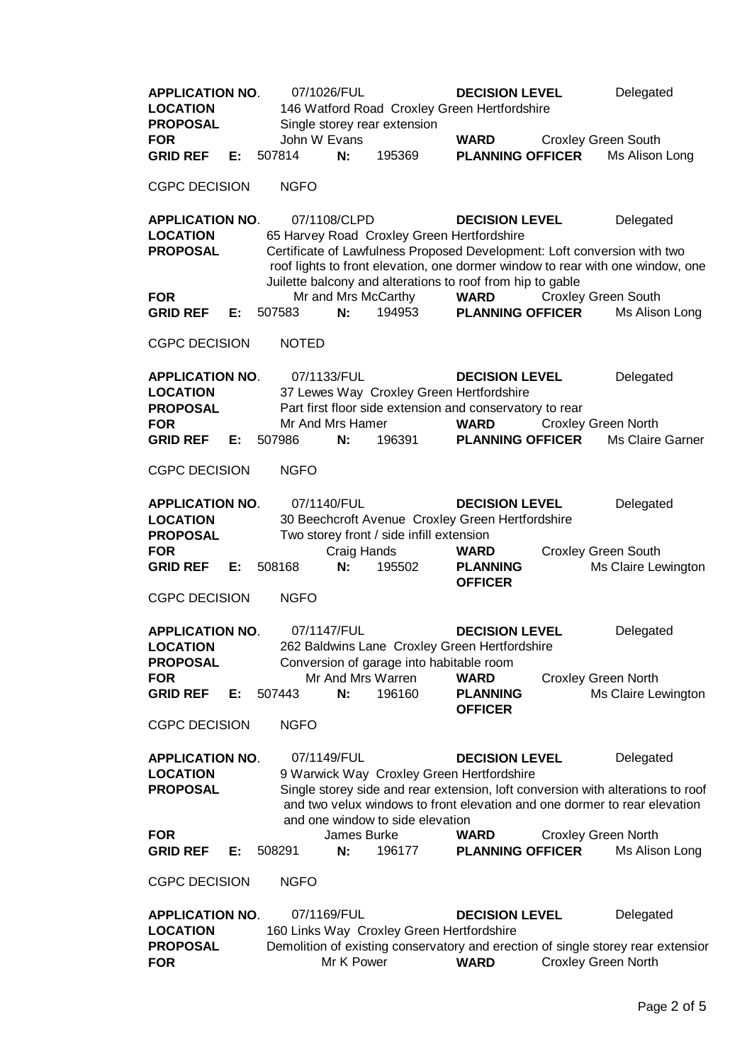| | | | | | | | |
|---|---|---|---|---|---|---|---|
| **APPLICATION NO**. | 07/1026/FUL | | | **DECISION LEVEL** | | Delegated | |
| **LOCATION** | 146 Watford Road Croxley Green Hertfordshire | | | | | | |
| **PROPOSAL** | Single storey rear extension | | | | | | |
| **FOR** | John W Evans | | | **WARD** | Croxley Green South | | |
| **GRID REF E:** | 507814 | **N:** | 195369 | **PLANNING OFFICER** | | Ms Alison Long | |

CGPC DECISION NGFO

| | | | | | | |
|---|---|---|---|---|---|---|
| **APPLICATION NO**. | 07/1108/CLPD | | | **DECISION LEVEL** | | Delegated |
| **LOCATION** | 65 Harvey Road Croxley Green Hertfordshire | | | | | |
| **PROPOSAL** | Certificate of Lawfulness Proposed Development: Loft conversion with two roof lights to front elevation, one dormer window to rear with one window, one Juilette balcony and alterations to roof from hip to gable | | | | | |
| **FOR** | Mr and Mrs McCarthy | | | **WARD** | Croxley Green South | |
| **GRID REF E:** | 507583 | **N:** | 194953 | **PLANNING OFFICER** | | Ms Alison Long |

CGPC DECISION NOTED

| | | | | | | |
|---|---|---|---|---|---|---|
| **APPLICATION NO**. | 07/1133/FUL | | | **DECISION LEVEL** | | Delegated |
| **LOCATION** | 37 Lewes Way Croxley Green Hertfordshire | | | | | |
| **PROPOSAL** | Part first floor side extension and conservatory to rear | | | | | |
| **FOR** | Mr And Mrs Hamer | | | **WARD** | Croxley Green North | |
| **GRID REF E:** | 507986 | **N:** | 196391 | **PLANNING OFFICER** | | Ms Claire Garner |

CGPC DECISION NGFO

| | | | | | | |
|---|---|---|---|---|---|---|
| **APPLICATION NO**. | 07/1140/FUL | | | **DECISION LEVEL** | | Delegated |
| **LOCATION** | 30 Beechcroft Avenue Croxley Green Hertfordshire | | | | | |
| **PROPOSAL** | Two storey front / side infill extension | | | | | |
| **FOR** | Craig Hands | | | **WARD** | Croxley Green South | |
| **GRID REF E:** | 508168 | **N:** | 195502 | **PLANNING OFFICER** | | Ms Claire Lewington |

CGPC DECISION NGFO

| | | | | | | |
|---|---|---|---|---|---|---|
| **APPLICATION NO**. | 07/1147/FUL | | | **DECISION LEVEL** | | Delegated |
| **LOCATION** | 262 Baldwins Lane Croxley Green Hertfordshire | | | | | |
| **PROPOSAL** | Conversion of garage into habitable room | | | | | |
| **FOR** | Mr And Mrs Warren | | | **WARD** | Croxley Green North | |
| **GRID REF E:** | 507443 | **N:** | 196160 | **PLANNING OFFICER** | | Ms Claire Lewington |

CGPC DECISION NGFO

| | | | | | | |
|---|---|---|---|---|---|---|
| **APPLICATION NO**. | 07/1149/FUL | | | **DECISION LEVEL** | | Delegated |
| **LOCATION** | 9 Warwick Way Croxley Green Hertfordshire | | | | | |
| **PROPOSAL** | Single storey side and rear extension, loft conversion with alterations to roof and two velux windows to front elevation and one dormer to rear elevation and one window to side elevation | | | | | |
| **FOR** | James Burke | | | **WARD** | Croxley Green North | |
| **GRID REF E:** | 508291 | **N:** | 196177 | **PLANNING OFFICER** | | Ms Alison Long |

CGPC DECISION NGFO

| | | | | | | |
|---|---|---|---|---|---|---|
| **APPLICATION NO**. | 07/1169/FUL | | | **DECISION LEVEL** | | Delegated |
| **LOCATION** | 160 Links Way Croxley Green Hertfordshire | | | | | |
| **PROPOSAL** | Demolition of existing conservatory and erection of single storey rear extension | | | | | |
| **FOR** | Mr K Power | | | **WARD** | Croxley Green North | |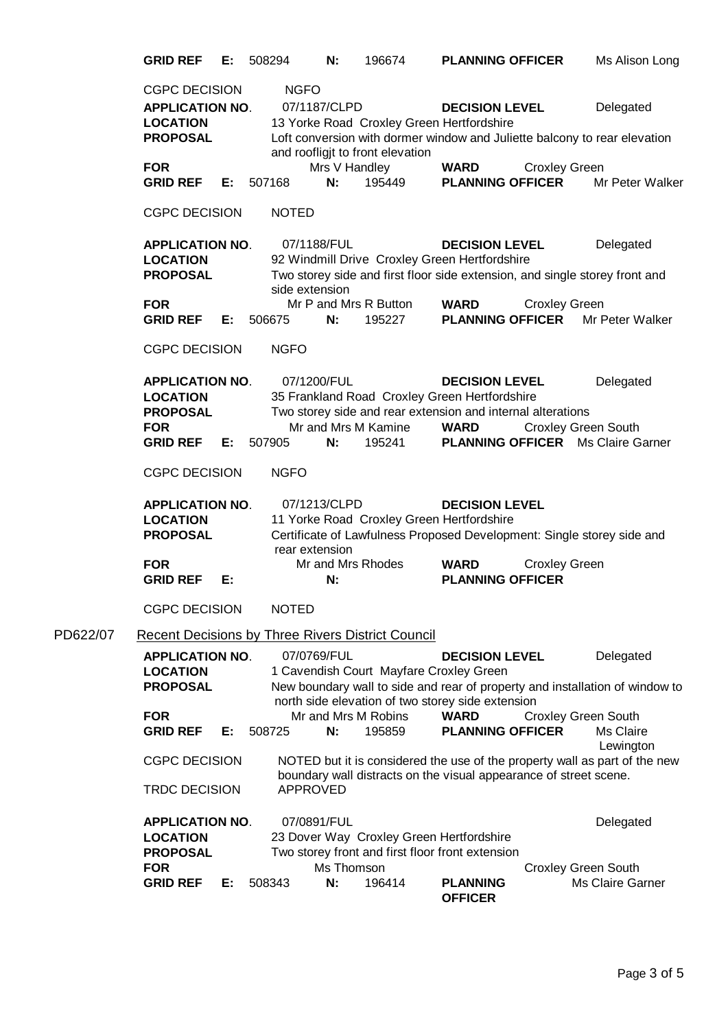**GRID REF** **E:** 508294 **N:** 196674 **PLANNING OFFICER** Ms Alison Long

CGPC DECISION NGFO

**APPLICATION NO.** 07/1187/CLPD **DECISION LEVEL** Delegated
**LOCATION** 13 Yorke Road Croxley Green Hertfordshire
**PROPOSAL** Loft conversion with dormer window and Juliette balcony to rear elevation and roofligjt to front elevation
**FOR** Mrs V Handley **WARD** Croxley Green
**GRID REF** **E:** 507168 **N:** 195449 **PLANNING OFFICER** Mr Peter Walker

CGPC DECISION NOTED

**APPLICATION NO.** 07/1188/FUL **DECISION LEVEL** Delegated
**LOCATION** 92 Windmill Drive Croxley Green Hertfordshire
**PROPOSAL** Two storey side and first floor side extension, and single storey front and side extension
**FOR** Mr P and Mrs R Button **WARD** Croxley Green
**GRID REF** **E:** 506675 **N:** 195227 **PLANNING OFFICER** Mr Peter Walker

CGPC DECISION NGFO

**APPLICATION NO.** 07/1200/FUL **DECISION LEVEL** Delegated
**LOCATION** 35 Frankland Road Croxley Green Hertfordshire
**PROPOSAL** Two storey side and rear extension and internal alterations
**FOR** Mr and Mrs M Kamine **WARD** Croxley Green South
**GRID REF** **E:** 507905 **N:** 195241 **PLANNING OFFICER** Ms Claire Garner

CGPC DECISION NGFO

**APPLICATION NO.** 07/1213/CLPD **DECISION LEVEL**
**LOCATION** 11 Yorke Road Croxley Green Hertfordshire
**PROPOSAL** Certificate of Lawfulness Proposed Development: Single storey side and rear extension
**FOR** Mr and Mrs Rhodes **WARD** Croxley Green
**GRID REF** **E:** **N:** **PLANNING OFFICER**

CGPC DECISION NOTED

PD622/07 Recent Decisions by Three Rivers District Council

**APPLICATION NO.** 07/0769/FUL **DECISION LEVEL** Delegated
**LOCATION** 1 Cavendish Court Mayfare Croxley Green
**PROPOSAL** New boundary wall to side and rear of property and installation of window to north side elevation of two storey side extension
**FOR** Mr and Mrs M Robins **WARD** Croxley Green South
**GRID REF** **E:** 508725 **N:** 195859 **PLANNING OFFICER** Ms Claire Lewington

CGPC DECISION NOTED but it is considered the use of the property wall as part of the new boundary wall distracts on the visual appearance of street scene.

TRDC DECISION APPROVED

**APPLICATION NO.** 07/0891/FUL Delegated
**LOCATION** 23 Dover Way Croxley Green Hertfordshire
**PROPOSAL** Two storey front and first floor front extension
**FOR** Ms Thomson Croxley Green South
**GRID REF** **E:** 508343 **N:** 196414 **PLANNING OFFICER** Ms Claire Garner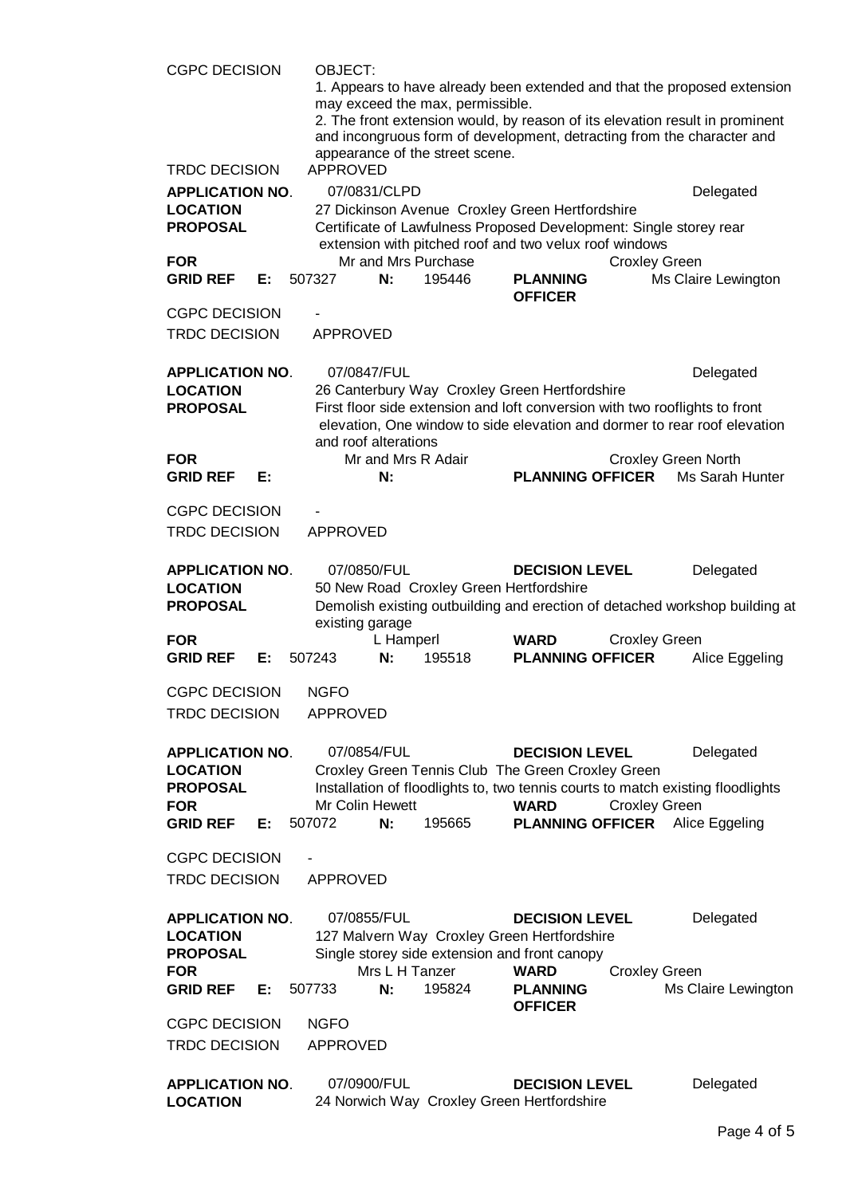| | |
|---|---|
| **CGPC DECISION** | OBJECT:<br>1. Appears to have already been extended and that the proposed extension may exceed the max, permissible.<br>2. The front extension would, by reason of its elevation result in prominent and incongruous form of development, detracting from the character and appearance of the street scene. |
| **TRDC DECISION** | APPROVED |

| | | | | | |
|---|---|---|---|---|---|
| **APPLICATION NO.** | 07/0831/CLPD | | | | Delegated |
| **LOCATION** | 27 Dickinson Avenue Croxley Green Hertfordshire | | | | |
| **PROPOSAL** | Certificate of Lawfulness Proposed Development: Single storey rear extension with pitched roof and two velux roof windows | | | | |
| **FOR** | Mr and Mrs Purchase | | | Croxley Green | |
| **GRID REF E:** | 507327 | **N:** 195446 | **PLANNING OFFICER** | Ms Claire Lewington | |
| **CGPC DECISION** | - | | | | |
| **TRDC DECISION** | APPROVED | | | | |

| | | | | | |
|---|---|---|---|---|---|
| **APPLICATION NO.** | 07/0847/FUL | | | | Delegated |
| **LOCATION** | 26 Canterbury Way Croxley Green Hertfordshire | | | | |
| **PROPOSAL** | First floor side extension and loft conversion with two rooflights to front elevation, One window to side elevation and dormer to rear roof elevation and roof alterations | | | | |
| **FOR** | Mr and Mrs R Adair | | | Croxley Green North | |
| **GRID REF E:** | | **N:** | **PLANNING OFFICER** | Ms Sarah Hunter | |
| **CGPC DECISION** | - | | | | |
| **TRDC DECISION** | APPROVED | | | | |

| | | | | | |
|---|---|---|---|---|---|
| **APPLICATION NO.** | 07/0850/FUL | | **DECISION LEVEL** | | Delegated |
| **LOCATION** | 50 New Road Croxley Green Hertfordshire | | | | |
| **PROPOSAL** | Demolish existing outbuilding and erection of detached workshop building at existing garage | | | | |
| **FOR** | L Hamperl | | **WARD** | Croxley Green | |
| **GRID REF E:** | 507243 | **N:** 195518 | **PLANNING OFFICER** | Alice Eggeling | |
| **CGPC DECISION** | NGFO | | | | |
| **TRDC DECISION** | APPROVED | | | | |

| | | | | | |
|---|---|---|---|---|---|
| **APPLICATION NO.** | 07/0854/FUL | | **DECISION LEVEL** | | Delegated |
| **LOCATION** | Croxley Green Tennis Club The Green Croxley Green | | | | |
| **PROPOSAL** | Installation of floodlights to, two tennis courts to match existing floodlights | | | | |
| **FOR** | Mr Colin Hewett | | **WARD** | Croxley Green | |
| **GRID REF E:** | 507072 | **N:** 195665 | **PLANNING OFFICER** | Alice Eggeling | |
| **CGPC DECISION** | - | | | | |
| **TRDC DECISION** | APPROVED | | | | |

| | | | | | |
|---|---|---|---|---|---|
| **APPLICATION NO.** | 07/0855/FUL | | **DECISION LEVEL** | | Delegated |
| **LOCATION** | 127 Malvern Way Croxley Green Hertfordshire | | | | |
| **PROPOSAL** | Single storey side extension and front canopy | | | | |
| **FOR** | Mrs L H Tanzer | | **WARD** | Croxley Green | |
| **GRID REF E:** | 507733 | **N:** 195824 | **PLANNING OFFICER** | Ms Claire Lewington | |
| **CGPC DECISION** | NGFO | | | | |
| **TRDC DECISION** | APPROVED | | | | |

| | | | | | |
|---|---|---|---|---|---|
| **APPLICATION NO.** | 07/0900/FUL | | **DECISION LEVEL** | | Delegated |
| **LOCATION** | 24 Norwich Way Croxley Green Hertfordshire | | | | |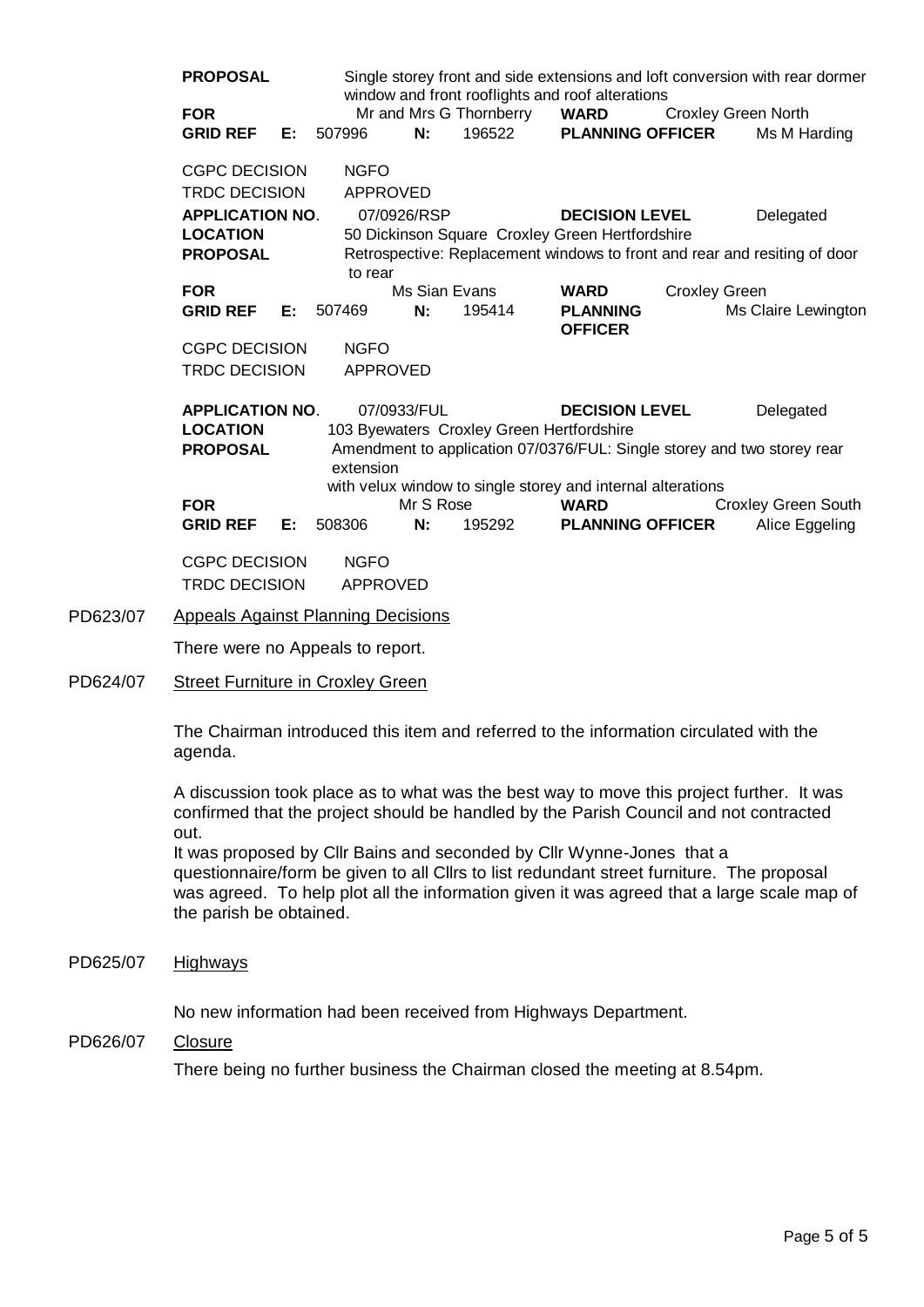| | | | | | | | |
|---|---|---|---|---|---|---|---|
| **PROPOSAL** | Single storey front and side extensions and loft conversion with rear dormer window and front rooflights and roof alterations | | | | | | |
| **FOR** | Mr and Mrs G Thornberry | | | **WARD** | Croxley Green North | | |
| **GRID REF** | **E:** 507996 | **N:** | 196522 | **PLANNING OFFICER** | Ms M Harding | | |
| CGPC DECISION | NGFO | | | | | | |
| TRDC DECISION | APPROVED | | | | | | |

| | | | | | | | |
|---|---|---|---|---|---|---|---|
| **APPLICATION NO.** | 07/0926/RSP | | | **DECISION LEVEL** | Delegated | | |
| **LOCATION** | 50 Dickinson Square Croxley Green Hertfordshire | | | | | | |
| **PROPOSAL** | Retrospective: Replacement windows to front and rear and resiting of door to rear | | | | | | |
| **FOR** | Ms Sian Evans | | | **WARD** | Croxley Green | | |
| **GRID REF** | **E:** 507469 | **N:** | 195414 | **PLANNING OFFICER** | Ms Claire Lewington | | |
| CGPC DECISION | NGFO | | | | | | |
| TRDC DECISION | APPROVED | | | | | | |

| | | | | | | | |
|---|---|---|---|---|---|---|---|
| **APPLICATION NO.** | 07/0933/FUL | | | **DECISION LEVEL** | Delegated | | |
| **LOCATION** | 103 Byewaters Croxley Green Hertfordshire | | | | | | |
| **PROPOSAL** | Amendment to application 07/0376/FUL: Single storey and two storey rear extension with velux window to single storey and internal alterations | | | | | | |
| **FOR** | Mr S Rose | | | **WARD** | Croxley Green South | | |
| **GRID REF** | **E:** 508306 | **N:** | 195292 | **PLANNING OFFICER** | Alice Eggeling | | |
| CGPC DECISION | NGFO | | | | | | |
| TRDC DECISION | APPROVED | | | | | | |

PD623/07 Appeals Against Planning Decisions

There were no Appeals to report.

PD624/07 Street Furniture in Croxley Green

The Chairman introduced this item and referred to the information circulated with the agenda.

A discussion took place as to what was the best way to move this project further. It was confirmed that the project should be handled by the Parish Council and not contracted out.
It was proposed by Cllr Bains and seconded by Cllr Wynne-Jones that a questionnaire/form be given to all Cllrs to list redundant street furniture. The proposal was agreed. To help plot all the information given it was agreed that a large scale map of the parish be obtained.

PD625/07 Highways

No new information had been received from Highways Department.

PD626/07 Closure

There being no further business the Chairman closed the meeting at 8.54pm.